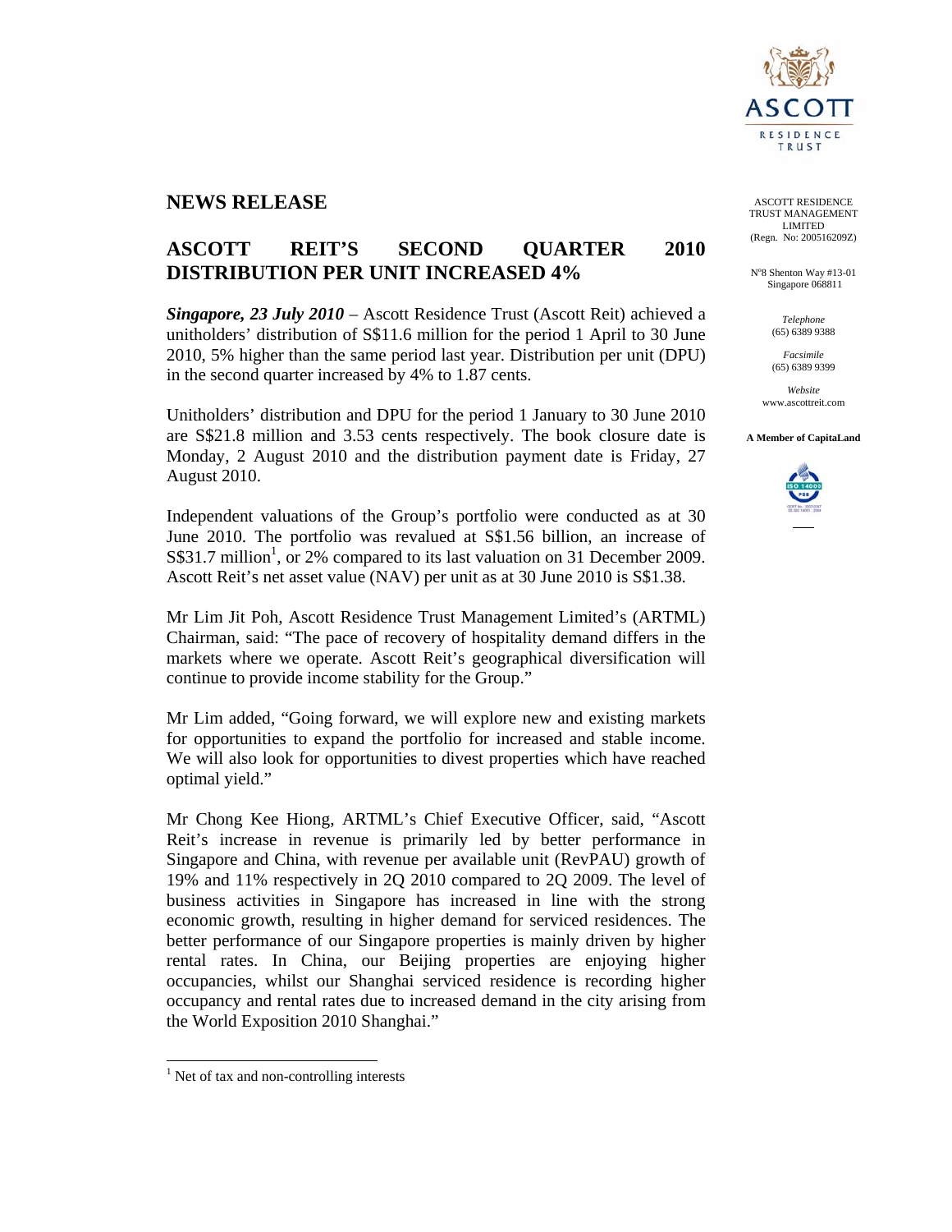ASCOTT RESIDENCE TRUST MANAGEMENT LIMITED
(Regn. No: 200516209Z)

Nº8 Shenton Way #13-01
Singapore 068811

*Telephone*
(65) 6389 9388

*Facsimile*
(65) 6389 9399

*Website*
www.ascottreit.com

**A Member of CapitaLand**

## NEWS RELEASE

# ASCOTT REIT'S SECOND QUARTER 2010 DISTRIBUTION PER UNIT INCREASED 4%

***Singapore, 23 July 2010*** – Ascott Residence Trust (Ascott Reit) achieved a unitholders' distribution of S$11.6 million for the period 1 April to 30 June 2010, 5% higher than the same period last year. Distribution per unit (DPU) in the second quarter increased by 4% to 1.87 cents.

Unitholders' distribution and DPU for the period 1 January to 30 June 2010 are S$21.8 million and 3.53 cents respectively. The book closure date is Monday, 2 August 2010 and the distribution payment date is Friday, 27 August 2010.

Independent valuations of the Group's portfolio were conducted as at 30 June 2010. The portfolio was revalued at S$1.56 billion, an increase of S$31.7 million[1], or 2% compared to its last valuation on 31 December 2009. Ascott Reit's net asset value (NAV) per unit as at 30 June 2010 is S$1.38.

Mr Lim Jit Poh, Ascott Residence Trust Management Limited's (ARTML) Chairman, said: "The pace of recovery of hospitality demand differs in the markets where we operate. Ascott Reit's geographical diversification will continue to provide income stability for the Group."

Mr Lim added, "Going forward, we will explore new and existing markets for opportunities to expand the portfolio for increased and stable income. We will also look for opportunities to divest properties which have reached optimal yield."

Mr Chong Kee Hiong, ARTML's Chief Executive Officer, said, "Ascott Reit's increase in revenue is primarily led by better performance in Singapore and China, with revenue per available unit (RevPAU) growth of 19% and 11% respectively in 2Q 2010 compared to 2Q 2009. The level of business activities in Singapore has increased in line with the strong economic growth, resulting in higher demand for serviced residences. The better performance of our Singapore properties is mainly driven by higher rental rates. In China, our Beijing properties are enjoying higher occupancies, whilst our Shanghai serviced residence is recording higher occupancy and rental rates due to increased demand in the city arising from the World Exposition 2010 Shanghai."

[1] Net of tax and non-controlling interests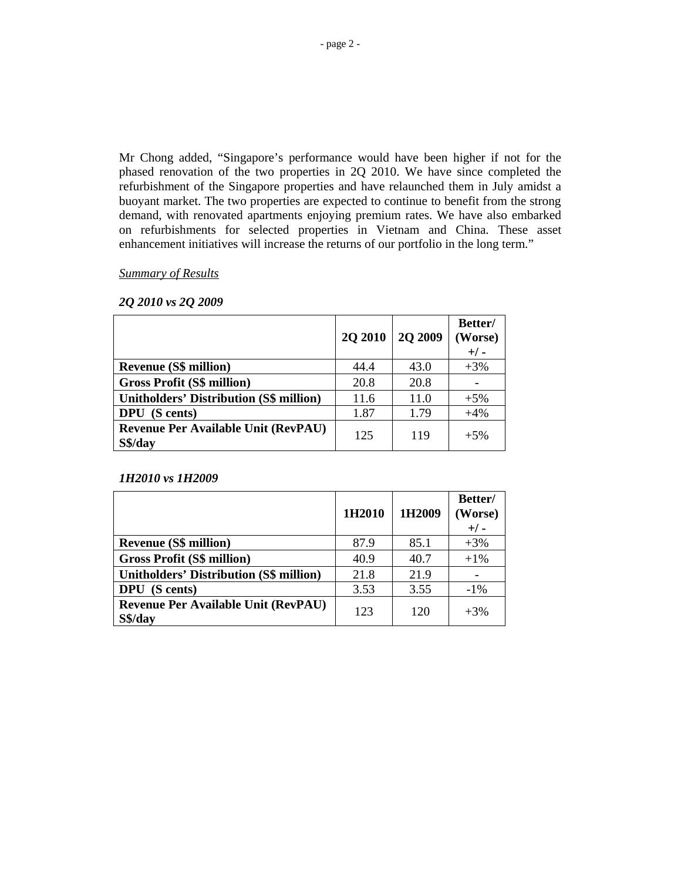Mr Chong added, "Singapore's performance would have been higher if not for the phased renovation of the two properties in 2Q 2010. We have since completed the refurbishment of the Singapore properties and have relaunched them in July amidst a buoyant market. The two properties are expected to continue to benefit from the strong demand, with renovated apartments enjoying premium rates. We have also embarked on refurbishments for selected properties in Vietnam and China. These asset enhancement initiatives will increase the returns of our portfolio in the long term."

*<u>Summary of Results</u>*

***2Q 2010 vs 2Q 2009***

| | 2Q 2010 | 2Q 2009 | Better/ (Worse) +/ - |
|---|---|---|---|
| **Revenue (S$ million)** | 44.4 | 43.0 | +3% |
| **Gross Profit (S$ million)** | 20.8 | 20.8 | - |
| **Unitholders' Distribution (S$ million)** | 11.6 | 11.0 | +5% |
| **DPU (S cents)** | 1.87 | 1.79 | +4% |
| **Revenue Per Available Unit (RevPAU) S$/day** | 125 | 119 | +5% |

***1H2010 vs 1H2009***

| | 1H2010 | 1H2009 | Better/ (Worse) +/ - |
|---|---|---|---|
| **Revenue (S$ million)** | 87.9 | 85.1 | +3% |
| **Gross Profit (S$ million)** | 40.9 | 40.7 | +1% |
| **Unitholders' Distribution (S$ million)** | 21.8 | 21.9 | - |
| **DPU (S cents)** | 3.53 | 3.55 | -1% |
| **Revenue Per Available Unit (RevPAU) S$/day** | 123 | 120 | +3% |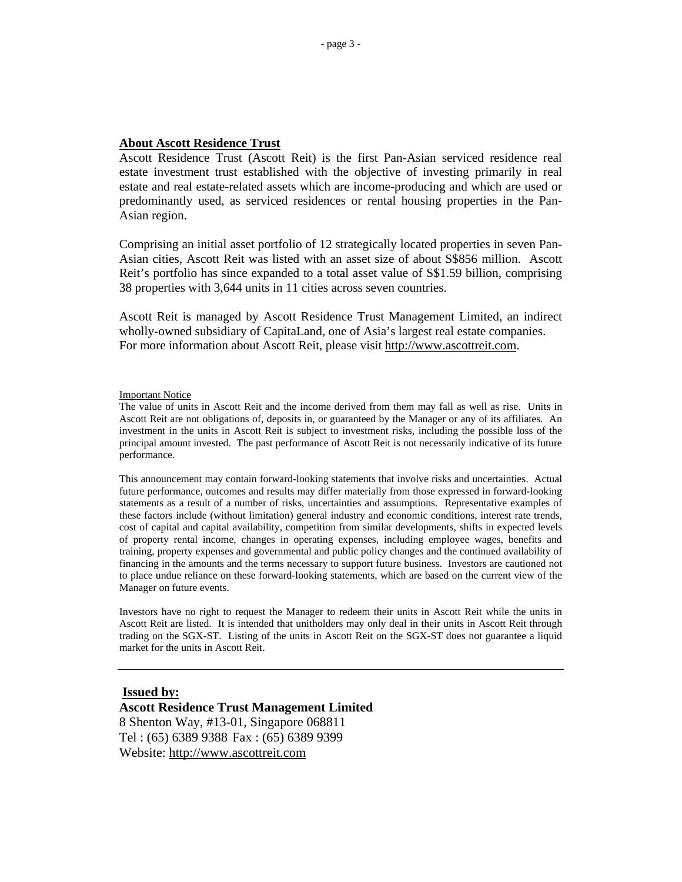## About Ascott Residence Trust

Ascott Residence Trust (Ascott Reit) is the first Pan-Asian serviced residence real estate investment trust established with the objective of investing primarily in real estate and real estate-related assets which are income-producing and which are used or predominantly used, as serviced residences or rental housing properties in the Pan-Asian region.

Comprising an initial asset portfolio of 12 strategically located properties in seven Pan-Asian cities, Ascott Reit was listed with an asset size of about S$856 million. Ascott Reit's portfolio has since expanded to a total asset value of S$1.59 billion, comprising 38 properties with 3,644 units in 11 cities across seven countries.

Ascott Reit is managed by Ascott Residence Trust Management Limited, an indirect wholly-owned subsidiary of CapitaLand, one of Asia's largest real estate companies. For more information about Ascott Reit, please visit http://www.ascottreit.com.

Important Notice

The value of units in Ascott Reit and the income derived from them may fall as well as rise. Units in Ascott Reit are not obligations of, deposits in, or guaranteed by the Manager or any of its affiliates. An investment in the units in Ascott Reit is subject to investment risks, including the possible loss of the principal amount invested. The past performance of Ascott Reit is not necessarily indicative of its future performance.

This announcement may contain forward-looking statements that involve risks and uncertainties. Actual future performance, outcomes and results may differ materially from those expressed in forward-looking statements as a result of a number of risks, uncertainties and assumptions. Representative examples of these factors include (without limitation) general industry and economic conditions, interest rate trends, cost of capital and capital availability, competition from similar developments, shifts in expected levels of property rental income, changes in operating expenses, including employee wages, benefits and training, property expenses and governmental and public policy changes and the continued availability of financing in the amounts and the terms necessary to support future business. Investors are cautioned not to place undue reliance on these forward-looking statements, which are based on the current view of the Manager on future events.

Investors have no right to request the Manager to redeem their units in Ascott Reit while the units in Ascott Reit are listed. It is intended that unitholders may only deal in their units in Ascott Reit through trading on the SGX-ST. Listing of the units in Ascott Reit on the SGX-ST does not guarantee a liquid market for the units in Ascott Reit.

---

**Issued by:**

**Ascott Residence Trust Management Limited**

8 Shenton Way, #13-01, Singapore 068811

Tel : (65) 6389 9388 Fax : (65) 6389 9399

Website: http://www.ascottreit.com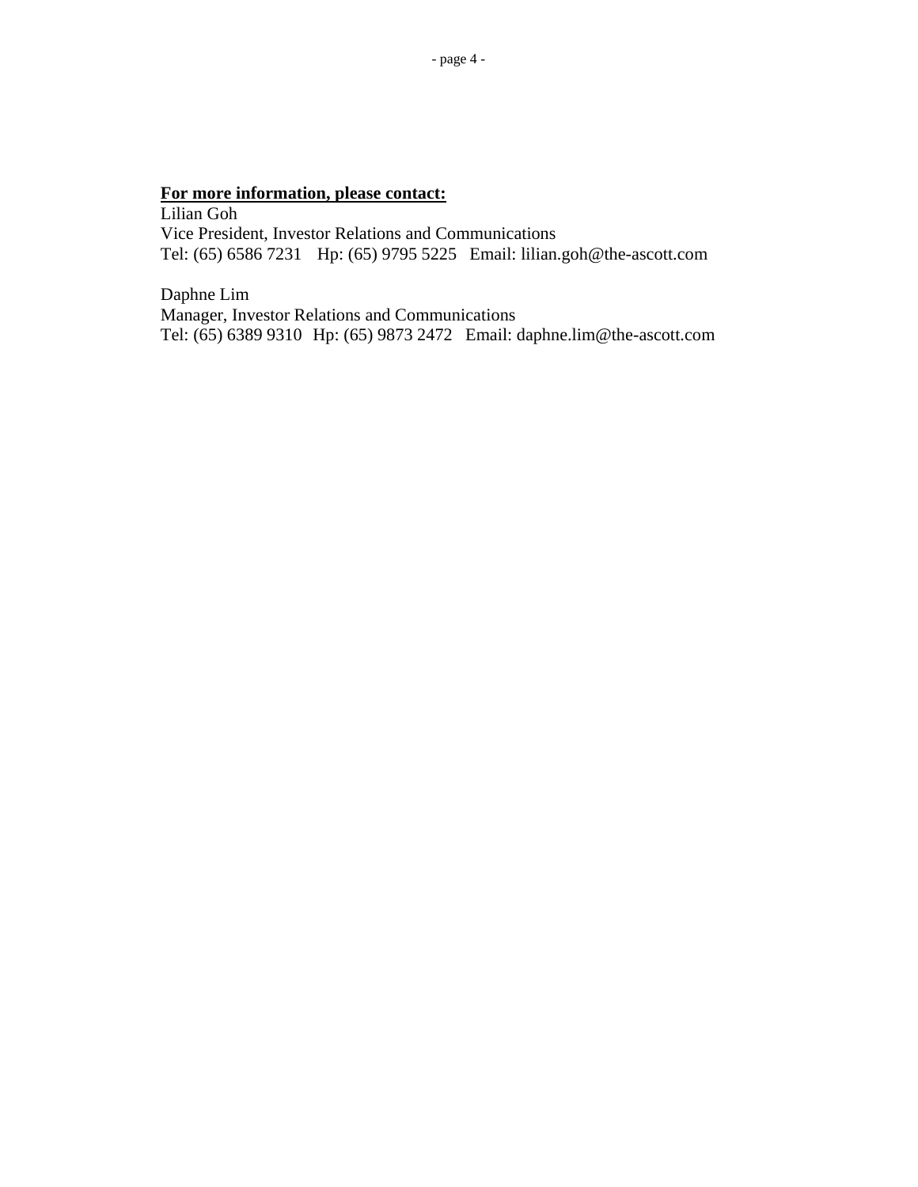**For more information, please contact:**

Lilian Goh
Vice President, Investor Relations and Communications
Tel: (65) 6586 7231   Hp: (65) 9795 5225   Email: lilian.goh@the-ascott.com

Daphne Lim
Manager, Investor Relations and Communications
Tel: (65) 6389 9310   Hp: (65) 9873 2472   Email: daphne.lim@the-ascott.com